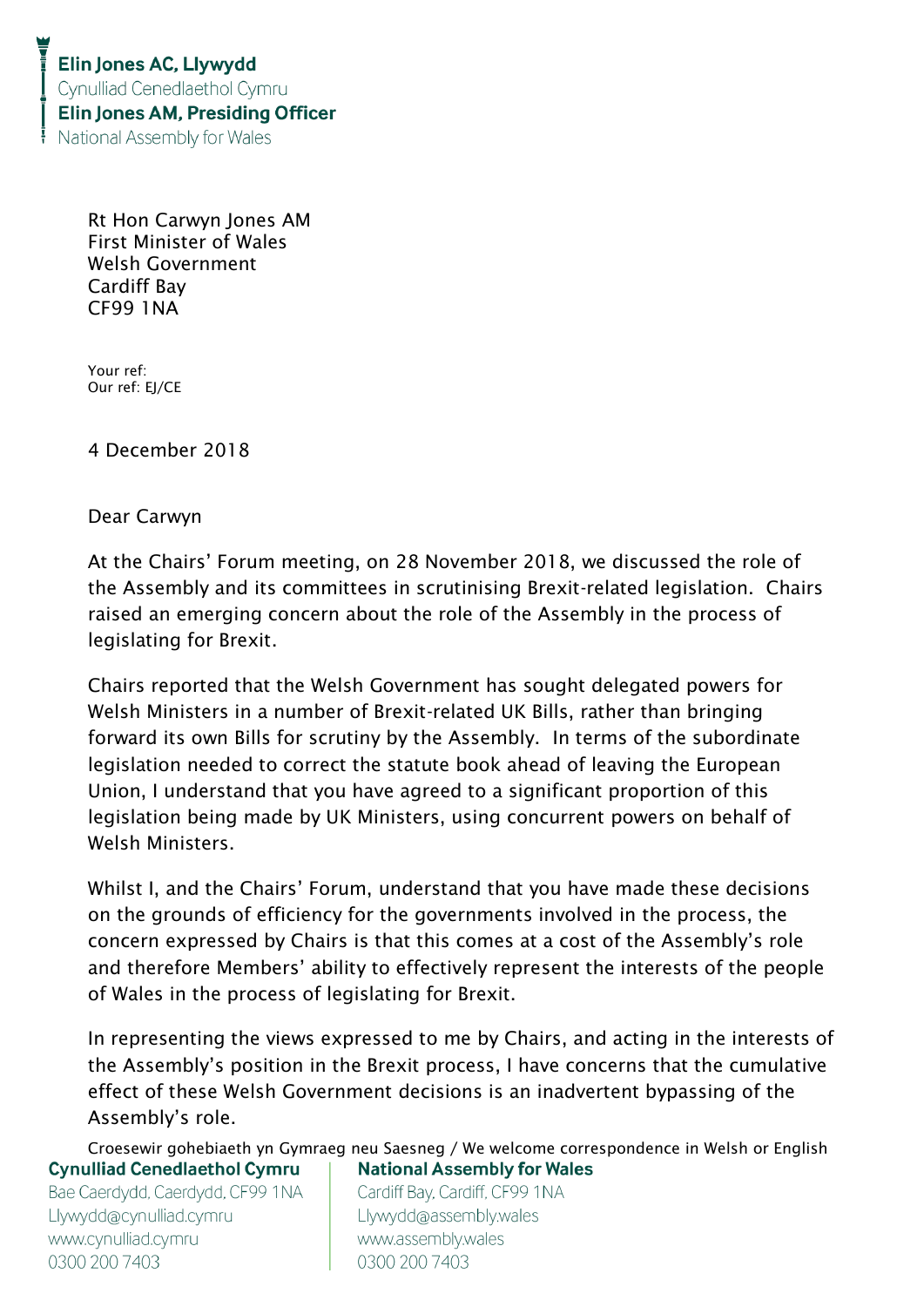**Elin Jones AC, Llywydd**
Cynulliad Cenedlaethol Cymru
**Elin Jones AM, Presiding Officer**
National Assembly for Wales

Rt Hon Carwyn Jones AM
First Minister of Wales
Welsh Government
Cardiff Bay
CF99 1NA

Your ref:
Our ref: EJ/CE

4 December 2018

Dear Carwyn

At the Chairs' Forum meeting, on 28 November 2018, we discussed the role of the Assembly and its committees in scrutinising Brexit-related legislation. Chairs raised an emerging concern about the role of the Assembly in the process of legislating for Brexit.

Chairs reported that the Welsh Government has sought delegated powers for Welsh Ministers in a number of Brexit-related UK Bills, rather than bringing forward its own Bills for scrutiny by the Assembly. In terms of the subordinate legislation needed to correct the statute book ahead of leaving the European Union, I understand that you have agreed to a significant proportion of this legislation being made by UK Ministers, using concurrent powers on behalf of Welsh Ministers.

Whilst I, and the Chairs' Forum, understand that you have made these decisions on the grounds of efficiency for the governments involved in the process, the concern expressed by Chairs is that this comes at a cost of the Assembly's role and therefore Members' ability to effectively represent the interests of the people of Wales in the process of legislating for Brexit.

In representing the views expressed to me by Chairs, and acting in the interests of the Assembly's position in the Brexit process, I have concerns that the cumulative effect of these Welsh Government decisions is an inadvertent bypassing of the Assembly's role.

Croesewir gohebiaeth yn Gymraeg neu Saesneg / We welcome correspondence in Welsh or English

**Cynulliad Cenedlaethol Cymru**
Bae Caerdydd, Caerdydd, CF99 1NA
Llywydd@cynulliad.cymru
www.cynulliad.cymru
0300 200 7403

**National Assembly for Wales**
Cardiff Bay, Cardiff, CF99 1NA
Llywydd@assembly.wales
www.assembly.wales
0300 200 7403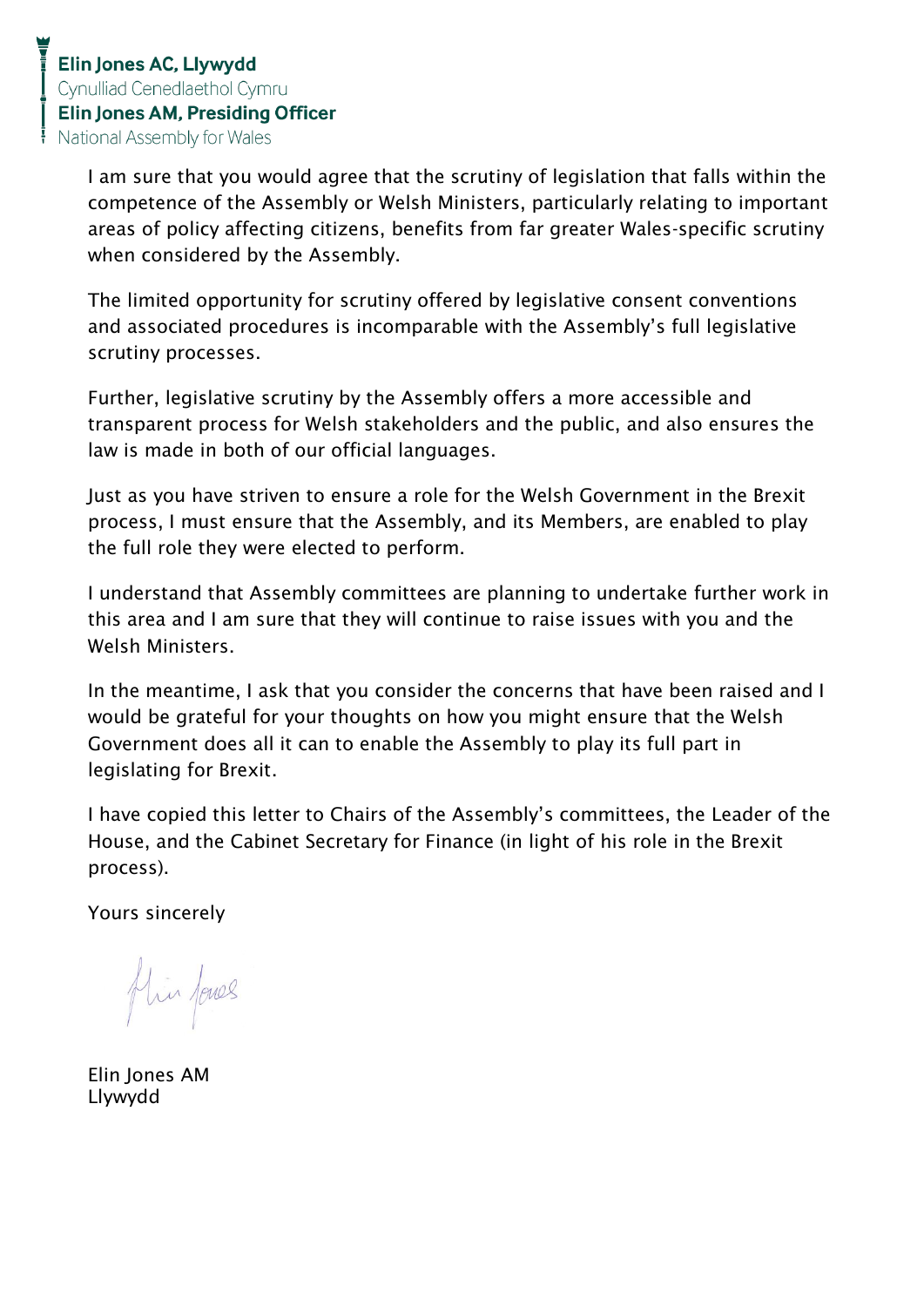**Elin Jones AC, Llywydd**
Cynulliad Cenedlaethol Cymru
**Elin Jones AM, Presiding Officer**
National Assembly for Wales

I am sure that you would agree that the scrutiny of legislation that falls within the competence of the Assembly or Welsh Ministers, particularly relating to important areas of policy affecting citizens, benefits from far greater Wales-specific scrutiny when considered by the Assembly.

The limited opportunity for scrutiny offered by legislative consent conventions and associated procedures is incomparable with the Assembly's full legislative scrutiny processes.

Further, legislative scrutiny by the Assembly offers a more accessible and transparent process for Welsh stakeholders and the public, and also ensures the law is made in both of our official languages.

Just as you have striven to ensure a role for the Welsh Government in the Brexit process, I must ensure that the Assembly, and its Members, are enabled to play the full role they were elected to perform.

I understand that Assembly committees are planning to undertake further work in this area and I am sure that they will continue to raise issues with you and the Welsh Ministers.

In the meantime, I ask that you consider the concerns that have been raised and I would be grateful for your thoughts on how you might ensure that the Welsh Government does all it can to enable the Assembly to play its full part in legislating for Brexit.

I have copied this letter to Chairs of the Assembly's committees, the Leader of the House, and the Cabinet Secretary for Finance (in light of his role in the Brexit process).

Yours sincerely

Elin Jones AM
Llywydd